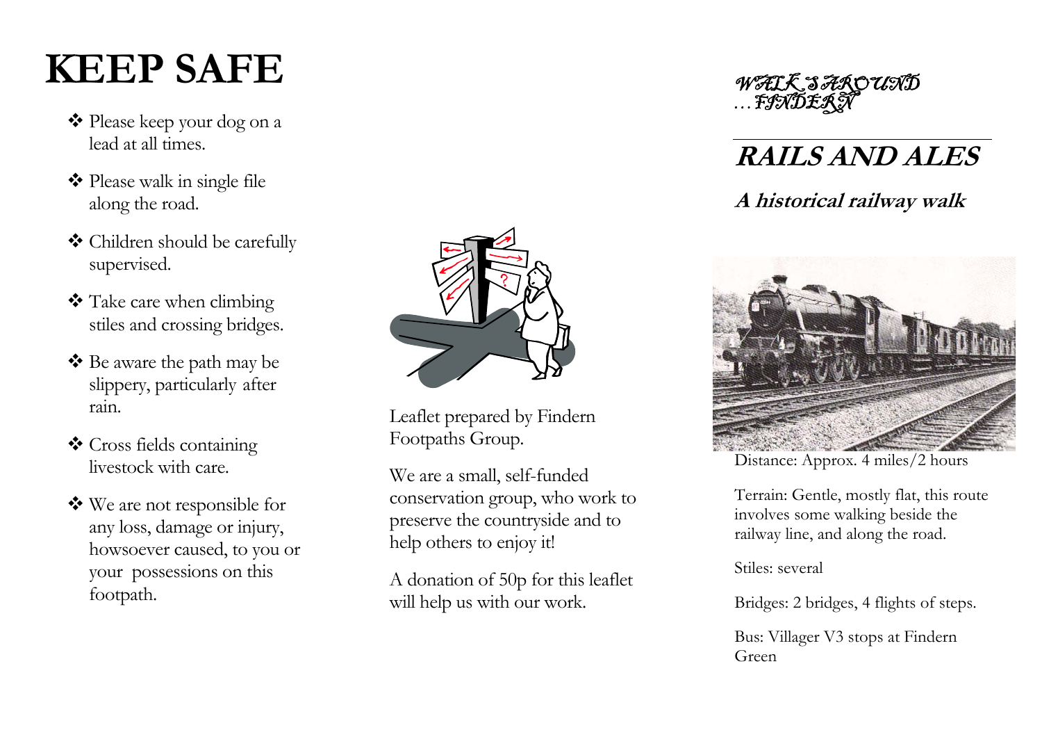# KEEP SAFE

- Please keep your dog on a lead at all times.
- Please walk in single file along the road.
- Children should be carefully supervised.
- Take care when climbing stiles and crossing bridges.
- Be aware the path may be slippery, particularly after rain.
- Cross fields containing livestock with care.
- We are not responsible for any loss, damage or injury, howsoever caused, to you or your possessions on this footpath.

Leaflet prepared by Findern Footpaths Group.

We are a small, self-funded conservation group, who work to preserve the countryside and to help others to enjoy it!

A donation of 50p for this leaflet will help us with our work.

*WALKS AROUND …FINDERN*

# RAILS AND ALES

## *A historical railway walk*

Distance: Approx. 4 miles/2 hours

Terrain: Gentle, mostly flat, this route involves some walking beside the railway line, and along the road.

Stiles: several

Bridges: 2 bridges, 4 flights of steps.

Bus: Villager V3 stops at Findern Green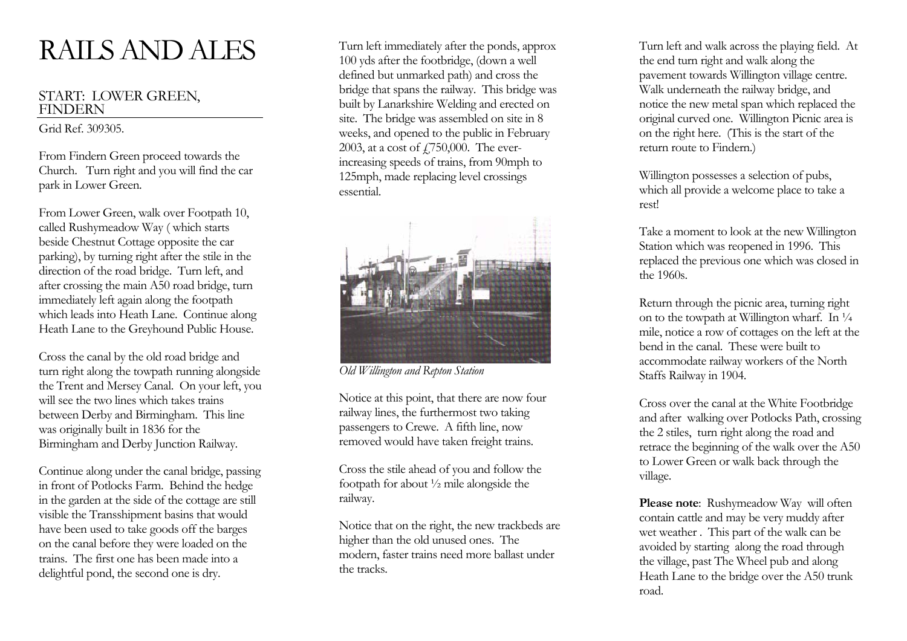# RAILS AND ALES

## START: LOWER GREEN, FINDERN

Grid Ref. 309305.

From Findern Green proceed towards the Church. Turn right and you will find the car park in Lower Green.

From Lower Green, walk over Footpath 10, called Rushymeadow Way ( which starts beside Chestnut Cottage opposite the car parking), by turning right after the stile in the direction of the road bridge. Turn left, and after crossing the main A50 road bridge, turn immediately left again along the footpath which leads into Heath Lane. Continue along Heath Lane to the Greyhound Public House.

Cross the canal by the old road bridge and turn right along the towpath running alongside the Trent and Mersey Canal. On your left, you will see the two lines which takes trains between Derby and Birmingham. This line was originally built in 1836 for the Birmingham and Derby Junction Railway.

Continue along under the canal bridge, passing in front of Potlocks Farm. Behind the hedge in the garden at the side of the cottage are still visible the Transshipment basins that would have been used to take goods off the barges on the canal before they were loaded on the trains. The first one has been made into a delightful pond, the second one is dry.

Turn left immediately after the ponds, approx 100 yds after the footbridge, (down a well defined but unmarked path) and cross the bridge that spans the railway. This bridge was built by Lanarkshire Welding and erected on site. The bridge was assembled on site in 8 weeks, and opened to the public in February 2003, at a cost of £750,000. The ever-increasing speeds of trains, from 90mph to 125mph, made replacing level crossings essential.

*Old Willington and Repton Station*

Notice at this point, that there are now four railway lines, the furthermost two taking passengers to Crewe. A fifth line, now removed would have taken freight trains.

Cross the stile ahead of you and follow the footpath for about ½ mile alongside the railway.

Notice that on the right, the new trackbeds are higher than the old unused ones. The modern, faster trains need more ballast under the tracks.

Turn left and walk across the playing field. At the end turn right and walk along the pavement towards Willington village centre. Walk underneath the railway bridge, and notice the new metal span which replaced the original curved one. Willington Picnic area is on the right here. (This is the start of the return route to Findern.)

Willington possesses a selection of pubs, which all provide a welcome place to take a rest!

Take a moment to look at the new Willington Station which was reopened in 1996. This replaced the previous one which was closed in the 1960s.

Return through the picnic area, turning right on to the towpath at Willington wharf. In ¼ mile, notice a row of cottages on the left at the bend in the canal. These were built to accommodate railway workers of the North Staffs Railway in 1904.

Cross over the canal at the White Footbridge and after walking over Potlocks Path, crossing the 2 stiles, turn right along the road and retrace the beginning of the walk over the A50 to Lower Green or walk back through the village.

**Please note**: Rushymeadow Way will often contain cattle and may be very muddy after wet weather . This part of the walk can be avoided by starting along the road through the village, past The Wheel pub and along Heath Lane to the bridge over the A50 trunk road.